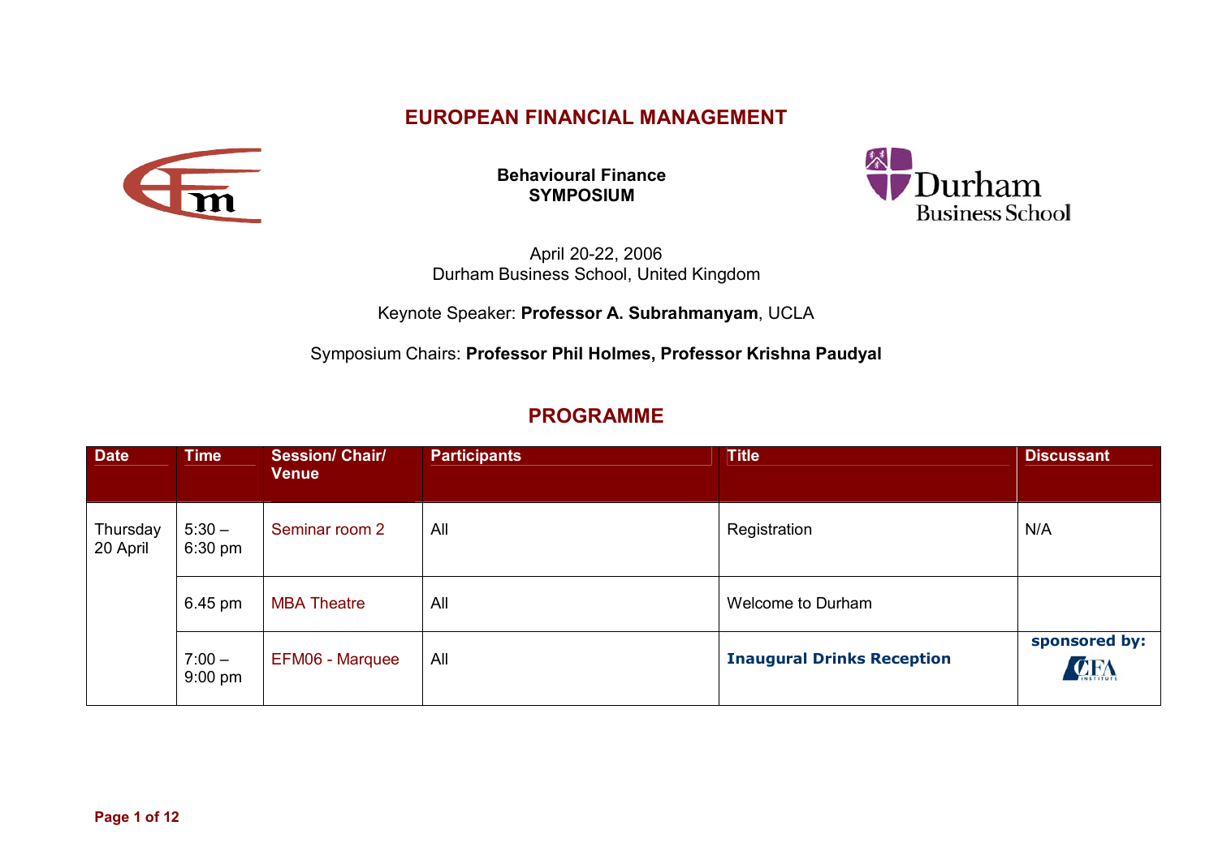# EUROPEAN FINANCIAL MANAGEMENT

**Behavioural Finance**
**SYMPOSIUM**

April 20-22, 2006
Durham Business School, United Kingdom

Keynote Speaker: **Professor A. Subrahmanyam**, UCLA

Symposium Chairs: **Professor Phil Holmes, Professor Krishna Paudyal**

## PROGRAMME

| Date | Time | Session/ Chair/ Venue | Participants | Title | Discussant |
|---|---|---|---|---|---|
| Thursday 20 April | 5:30 – 6:30 pm | Seminar room 2 | All | Registration | N/A |
| | 6.45 pm | MBA Theatre | All | Welcome to Durham | |
| | 7:00 – 9:00 pm | EFM06 - Marquee | All | **Inaugural Drinks Reception** | **sponsored by:** CFA Institute |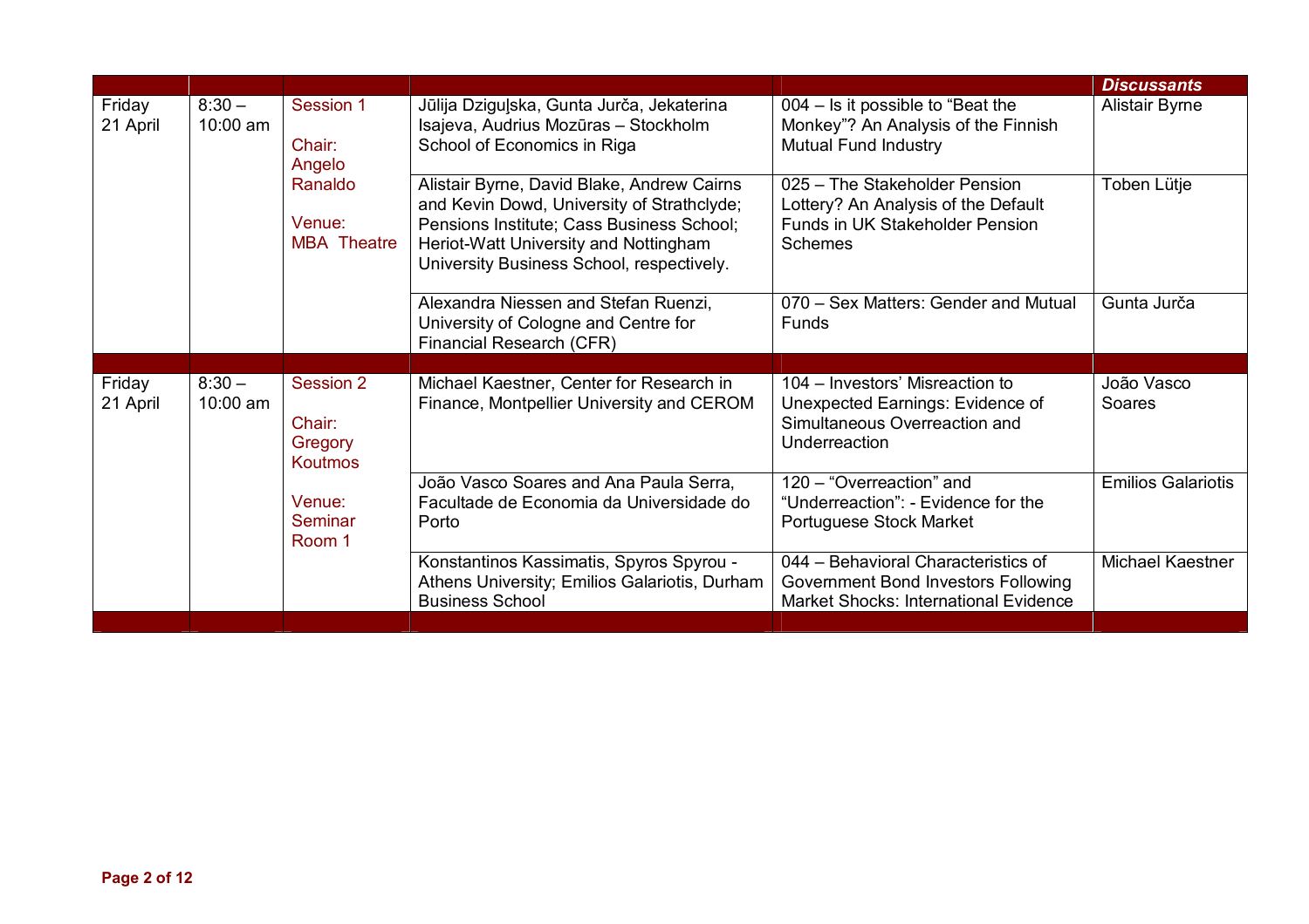| | | | | | *Discussants* |
|---|---|---|---|---|---|
| Friday 21 April | 8:30 – 10:00 am | Session 1<br><br>Chair: Angelo Ranaldo<br><br>Venue: MBA Theatre | Jūlija Dziguļska, Gunta Jurča, Jekaterina Isajeva, Audrius Mozūras – Stockholm School of Economics in Riga | 004 – Is it possible to “Beat the Monkey”? An Analysis of the Finnish Mutual Fund Industry | Alistair Byrne |
| | | | Alistair Byrne, David Blake, Andrew Cairns and Kevin Dowd, University of Strathclyde; Pensions Institute; Cass Business School; Heriot-Watt University and Nottingham University Business School, respectively. | 025 – The Stakeholder Pension Lottery? An Analysis of the Default Funds in UK Stakeholder Pension Schemes | Toben Lütje |
| | | | Alexandra Niessen and Stefan Ruenzi, University of Cologne and Centre for Financial Research (CFR) | 070 – Sex Matters: Gender and Mutual Funds | Gunta Jurča |
| | | | | | |
| Friday 21 April | 8:30 – 10:00 am | Session 2<br><br>Chair: Gregory Koutmos<br><br>Venue: Seminar Room 1 | Michael Kaestner, Center for Research in Finance, Montpellier University and CEROM | 104 – Investors’ Misreaction to Unexpected Earnings: Evidence of Simultaneous Overreaction and Underreaction | João Vasco Soares |
| | | | João Vasco Soares and Ana Paula Serra, Facultade de Economia da Universidade do Porto | 120 – “Overreaction” and “Underreaction”: - Evidence for the Portuguese Stock Market | Emilios Galariotis |
| | | | Konstantinos Kassimatis, Spyros Spyrou - Athens University; Emilios Galariotis, Durham Business School | 044 – Behavioral Characteristics of Government Bond Investors Following Market Shocks: International Evidence | Michael Kaestner |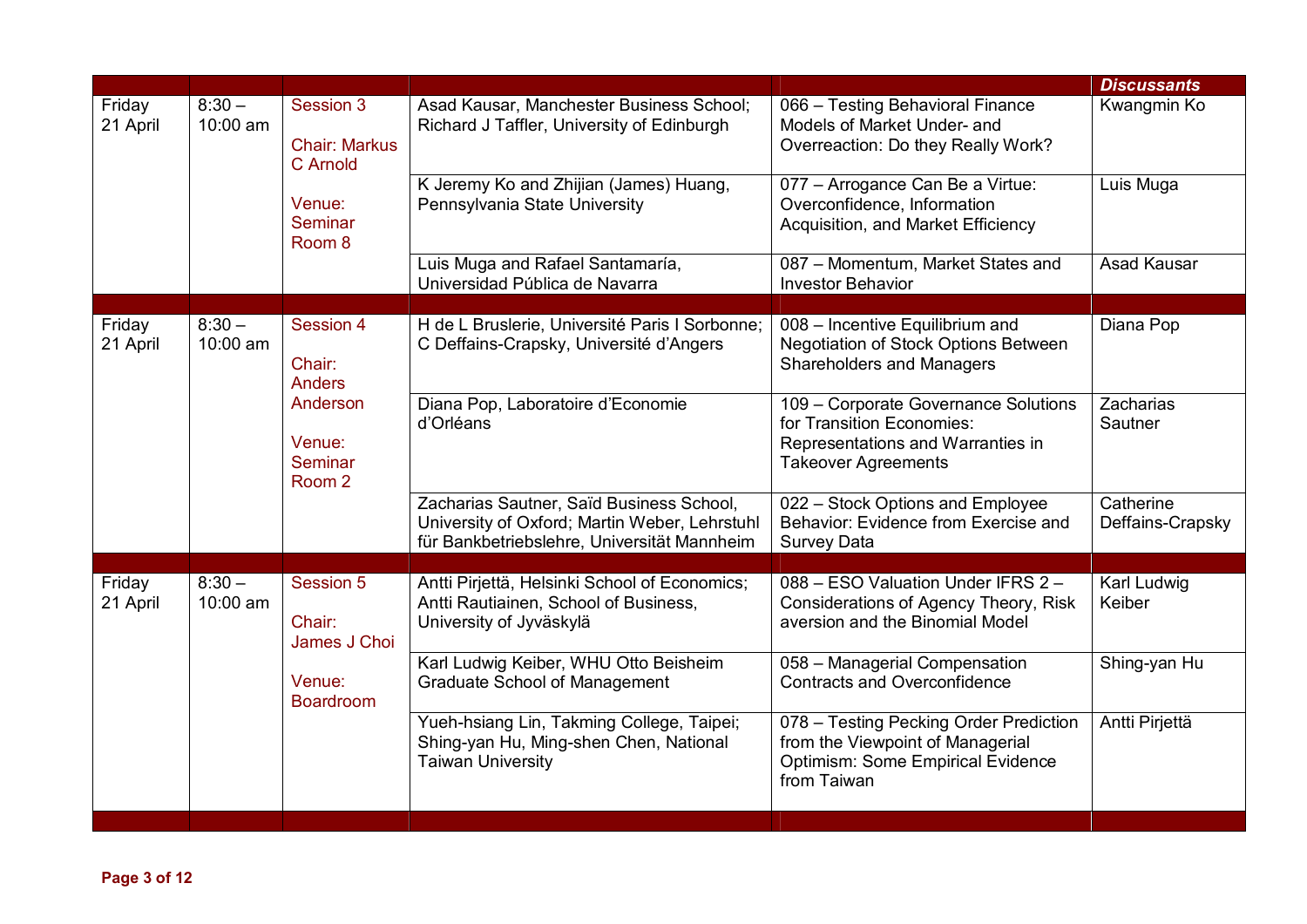| | | | | | *Discussants* |
|---|---|---|---|---|---|
| Friday 21 April | 8:30 – 10:00 am | Session 3<br><br>Chair: Markus C Arnold<br><br>Venue: Seminar Room 8 | Asad Kausar, Manchester Business School; Richard J Taffler, University of Edinburgh | 066 – Testing Behavioral Finance Models of Market Under- and Overreaction: Do they Really Work? | Kwangmin Ko |
| | | | K Jeremy Ko and Zhijian (James) Huang, Pennsylvania State University | 077 – Arrogance Can Be a Virtue: Overconfidence, Information Acquisition, and Market Efficiency | Luis Muga |
| | | | Luis Muga and Rafael Santamaría, Universidad Pública de Navarra | 087 – Momentum, Market States and Investor Behavior | Asad Kausar |
| | | | | | |
| Friday 21 April | 8:30 – 10:00 am | Session 4<br><br>Chair: Anders Anderson<br><br>Venue: Seminar Room 2 | H de L Bruslerie, Université Paris I Sorbonne; C Deffains-Crapsky, Université d'Angers | 008 – Incentive Equilibrium and Negotiation of Stock Options Between Shareholders and Managers | Diana Pop |
| | | | Diana Pop, Laboratoire d'Economie d'Orléans | 109 – Corporate Governance Solutions for Transition Economies: Representations and Warranties in Takeover Agreements | Zacharias Sautner |
| | | | Zacharias Sautner, Saïd Business School, University of Oxford; Martin Weber, Lehrstuhl für Bankbetriebslehre, Universität Mannheim | 022 – Stock Options and Employee Behavior: Evidence from Exercise and Survey Data | Catherine Deffains-Crapsky |
| | | | | | |
| Friday 21 April | 8:30 – 10:00 am | Session 5<br><br>Chair: James J Choi<br><br>Venue: Boardroom | Antti Pirjettä, Helsinki School of Economics; Antti Rautiainen, School of Business, University of Jyväskylä | 088 – ESO Valuation Under IFRS 2 – Considerations of Agency Theory, Risk aversion and the Binomial Model | Karl Ludwig Keiber |
| | | | Karl Ludwig Keiber, WHU Otto Beisheim Graduate School of Management | 058 – Managerial Compensation Contracts and Overconfidence | Shing-yan Hu |
| | | | Yueh-hsiang Lin, Takming College, Taipei; Shing-yan Hu, Ming-shen Chen, National Taiwan University | 078 – Testing Pecking Order Prediction from the Viewpoint of Managerial Optimism: Some Empirical Evidence from Taiwan | Antti Pirjettä |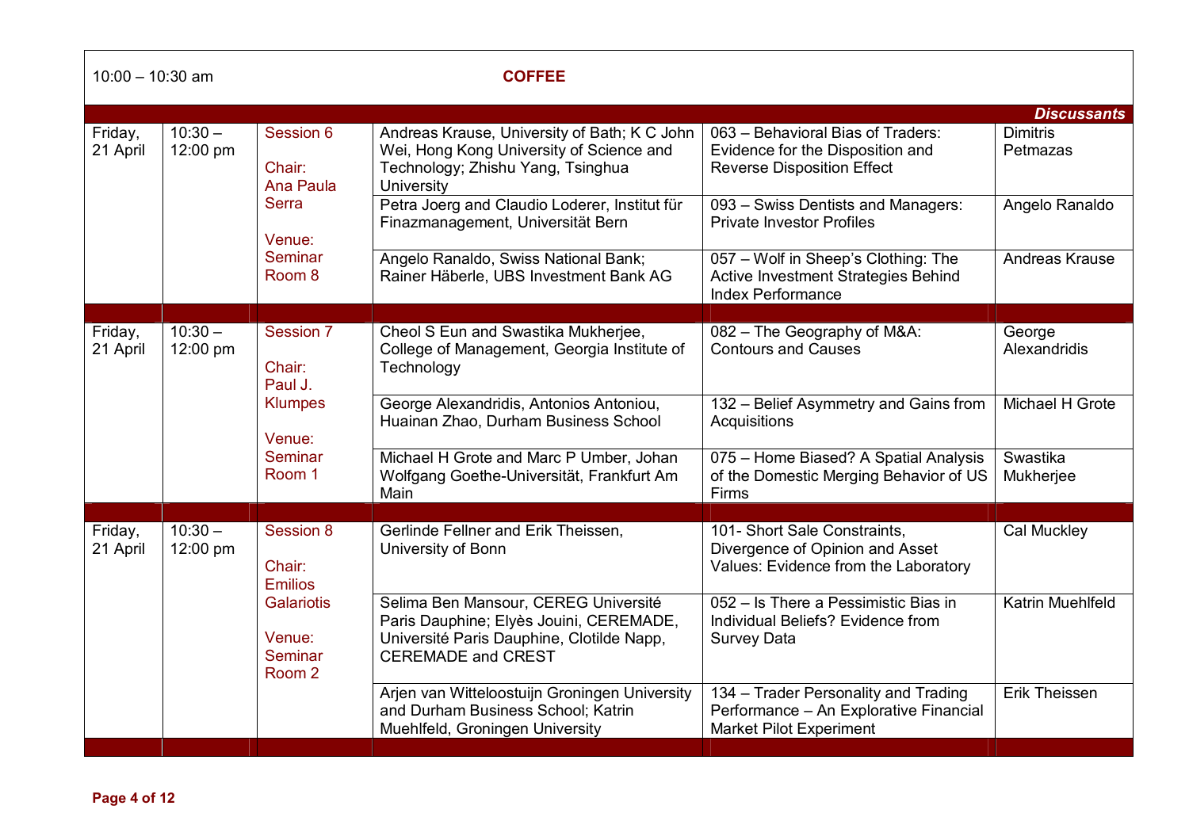10:00 – 10:30 am **COFFEE**

| | | | | | ***Discussants*** |
|---|---|---|---|---|---|
| Friday, 21 April | 10:30 – 12:00 pm | Session 6<br><br>Chair: Ana Paula Serra<br><br>Venue: Seminar Room 8 | Andreas Krause, University of Bath; K C John Wei, Hong Kong University of Science and Technology; Zhishu Yang, Tsinghua University | 063 – Behavioral Bias of Traders: Evidence for the Disposition and Reverse Disposition Effect | Dimitris Petmazas |
| | | | Petra Joerg and Claudio Loderer, Institut für Finazmanagement, Universität Bern | 093 – Swiss Dentists and Managers: Private Investor Profiles | Angelo Ranaldo |
| | | | Angelo Ranaldo, Swiss National Bank; Rainer Häberle, UBS Investment Bank AG | 057 – Wolf in Sheep's Clothing: The Active Investment Strategies Behind Index Performance | Andreas Krause |
| Friday, 21 April | 10:30 – 12:00 pm | Session 7<br><br>Chair: Paul J. Klumpes<br><br>Venue: Seminar Room 1 | Cheol S Eun and Swastika Mukherjee, College of Management, Georgia Institute of Technology | 082 – The Geography of M&A: Contours and Causes | George Alexandridis |
| | | | George Alexandridis, Antonios Antoniou, Huainan Zhao, Durham Business School | 132 – Belief Asymmetry and Gains from Acquisitions | Michael H Grote |
| | | | Michael H Grote and Marc P Umber, Johan Wolfgang Goethe-Universität, Frankfurt Am Main | 075 – Home Biased? A Spatial Analysis of the Domestic Merging Behavior of US Firms | Swastika Mukherjee |
| Friday, 21 April | 10:30 – 12:00 pm | Session 8<br><br>Chair: Emilios Galariotis<br><br>Venue: Seminar Room 2 | Gerlinde Fellner and Erik Theissen, University of Bonn | 101- Short Sale Constraints, Divergence of Opinion and Asset Values: Evidence from the Laboratory | Cal Muckley |
| | | | Selima Ben Mansour, CEREG Université Paris Dauphine; Elyès Jouini, CEREMADE, Université Paris Dauphine, Clotilde Napp, CEREMADE and CREST | 052 – Is There a Pessimistic Bias in Individual Beliefs? Evidence from Survey Data | Katrin Muehlfeld |
| | | | Arjen van Witteloostuijn Groningen University and Durham Business School; Katrin Muehlfeld, Groningen University | 134 – Trader Personality and Trading Performance – An Explorative Financial Market Pilot Experiment | Erik Theissen |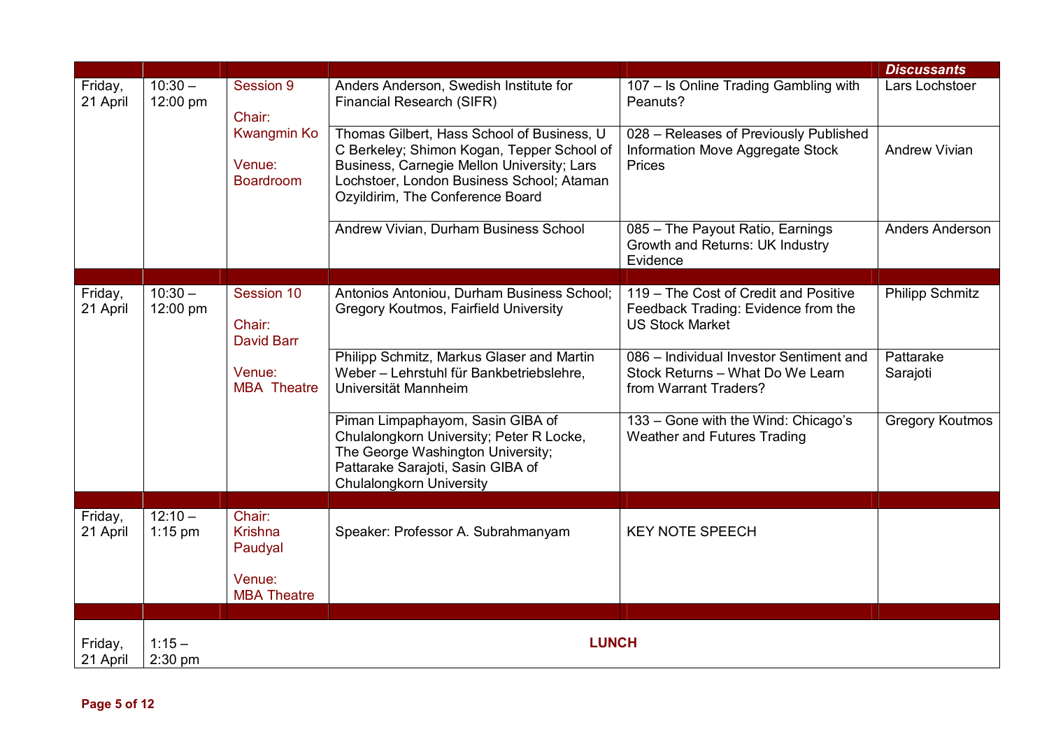| | | | | | *Discussants* |
|---|---|---|---|---|---|
| Friday, 21 April | 10:30 – 12:00 pm | Session 9<br><br>Chair: Kwangmin Ko<br><br>Venue: Boardroom | Anders Anderson, Swedish Institute for Financial Research (SIFR) | 107 – Is Online Trading Gambling with Peanuts? | Lars Lochstoer |
| | | | Thomas Gilbert, Hass School of Business, U C Berkeley; Shimon Kogan, Tepper School of Business, Carnegie Mellon University; Lars Lochstoer, London Business School; Ataman Ozyildirim, The Conference Board | 028 – Releases of Previously Published Information Move Aggregate Stock Prices | Andrew Vivian |
| | | | Andrew Vivian, Durham Business School | 085 – The Payout Ratio, Earnings Growth and Returns: UK Industry Evidence | Anders Anderson |
| | | | | | |
| Friday, 21 April | 10:30 – 12:00 pm | Session 10<br><br>Chair: David Barr<br><br>Venue: MBA Theatre | Antonios Antoniou, Durham Business School; Gregory Koutmos, Fairfield University | 119 – The Cost of Credit and Positive Feedback Trading: Evidence from the US Stock Market | Philipp Schmitz |
| | | | Philipp Schmitz, Markus Glaser and Martin Weber – Lehrstuhl für Bankbetriebslehre, Universität Mannheim | 086 – Individual Investor Sentiment and Stock Returns – What Do We Learn from Warrant Traders? | Pattarake Sarajoti |
| | | | Piman Limpaphayom, Sasin GIBA of Chulalongkorn University; Peter R Locke, The George Washington University; Pattarake Sarajoti, Sasin GIBA of Chulalongkorn University | 133 – Gone with the Wind: Chicago's Weather and Futures Trading | Gregory Koutmos |
| | | | | | |
| Friday, 21 April | 12:10 – 1:15 pm | Chair: Krishna Paudyal<br><br>Venue: MBA Theatre | Speaker: Professor A. Subrahmanyam | KEY NOTE SPEECH | |
| | | | | | |
| Friday, 21 April | 1:15 – 2:30 pm | **LUNCH** | | | |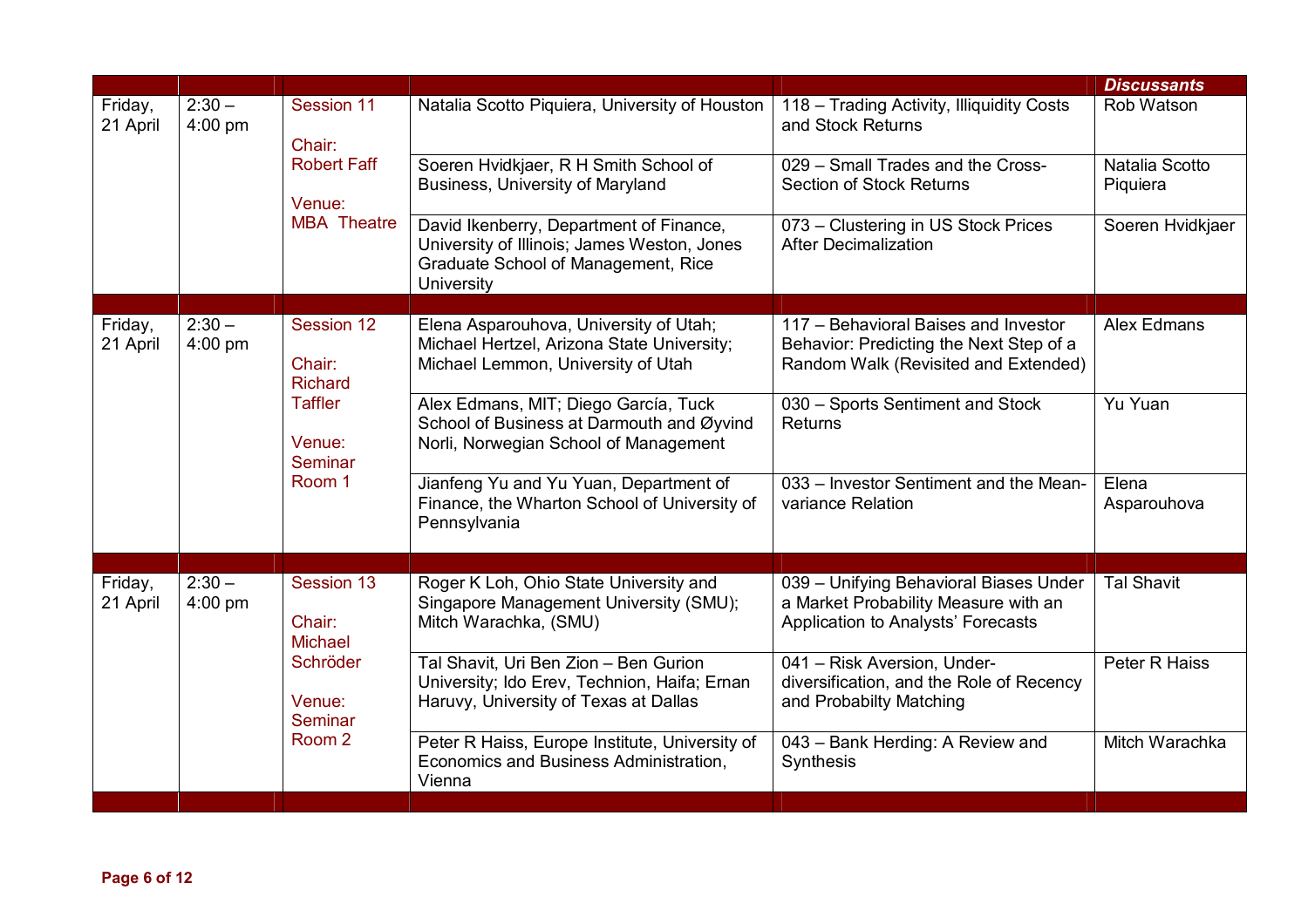| | | | | | *Discussants* |
|---|---|---|---|---|---|
| Friday, 21 April | 2:30 – 4:00 pm | Session 11<br><br>Chair: Robert Faff<br><br>Venue: MBA Theatre | Natalia Scotto Piquiera, University of Houston | 118 – Trading Activity, Illiquidity Costs and Stock Returns | Rob Watson |
| | | | Soeren Hvidkjaer, R H Smith School of Business, University of Maryland | 029 – Small Trades and the Cross-Section of Stock Returns | Natalia Scotto Piquiera |
| | | | David Ikenberry, Department of Finance, University of Illinois; James Weston, Jones Graduate School of Management, Rice University | 073 – Clustering in US Stock Prices After Decimalization | Soeren Hvidkjaer |
| | | | | | |
| Friday, 21 April | 2:30 – 4:00 pm | Session 12<br><br>Chair: Richard Taffler<br><br>Venue: Seminar Room 1 | Elena Asparouhova, University of Utah; Michael Hertzel, Arizona State University; Michael Lemmon, University of Utah | 117 – Behavioral Baises and Investor Behavior: Predicting the Next Step of a Random Walk (Revisited and Extended) | Alex Edmans |
| | | | Alex Edmans, MIT; Diego García, Tuck School of Business at Darmouth and Øyvind Norli, Norwegian School of Management | 030 – Sports Sentiment and Stock Returns | Yu Yuan |
| | | | Jianfeng Yu and Yu Yuan, Department of Finance, the Wharton School of University of Pennsylvania | 033 – Investor Sentiment and the Mean-variance Relation | Elena Asparouhova |
| | | | | | |
| Friday, 21 April | 2:30 – 4:00 pm | Session 13<br><br>Chair: Michael Schröder<br><br>Venue: Seminar Room 2 | Roger K Loh, Ohio State University and Singapore Management University (SMU); Mitch Warachka, (SMU) | 039 – Unifying Behavioral Biases Under a Market Probability Measure with an Application to Analysts' Forecasts | Tal Shavit |
| | | | Tal Shavit, Uri Ben Zion – Ben Gurion University; Ido Erev, Technion, Haifa; Ernan Haruvy, University of Texas at Dallas | 041 – Risk Aversion, Under-diversification, and the Role of Recency and Probabilty Matching | Peter R Haiss |
| | | | Peter R Haiss, Europe Institute, University of Economics and Business Administration, Vienna | 043 – Bank Herding: A Review and Synthesis | Mitch Warachka |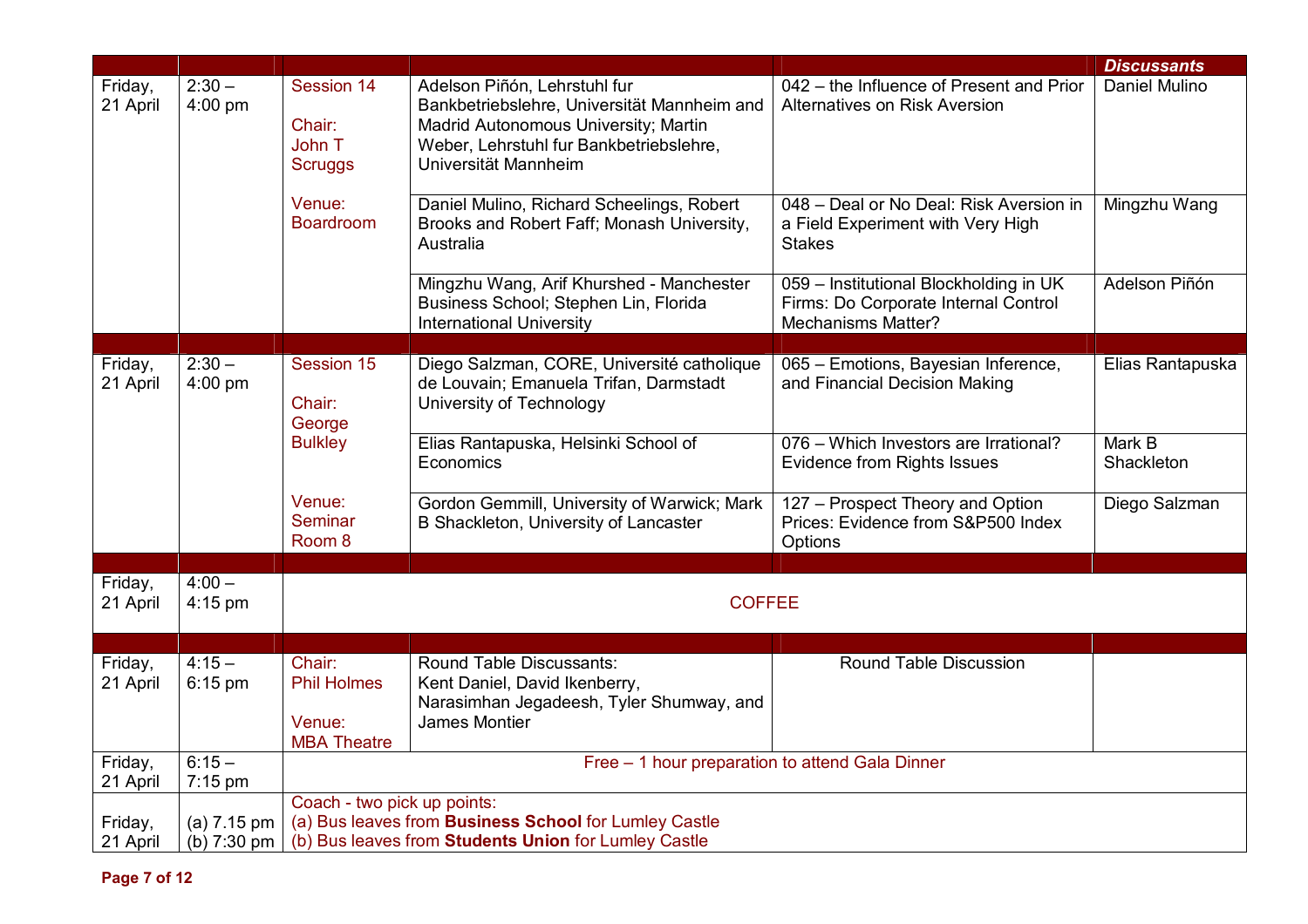| | | | | | *Discussants* |
|---|---|---|---|---|---|
| Friday, 21 April | 2:30 – 4:00 pm | Session 14<br><br>Chair: John T Scruggs<br><br>Venue: Boardroom | Adelson Piñón, Lehrstuhl fur Bankbetriebslehre, Universität Mannheim and Madrid Autonomous University; Martin Weber, Lehrstuhl fur Bankbetriebslehre, Universität Mannheim | 042 – the Influence of Present and Prior Alternatives on Risk Aversion | Daniel Mulino |
| | | | Daniel Mulino, Richard Scheelings, Robert Brooks and Robert Faff; Monash University, Australia | 048 – Deal or No Deal: Risk Aversion in a Field Experiment with Very High Stakes | Mingzhu Wang |
| | | | Mingzhu Wang, Arif Khurshed - Manchester Business School; Stephen Lin, Florida International University | 059 – Institutional Blockholding in UK Firms: Do Corporate Internal Control Mechanisms Matter? | Adelson Piñón |
| | | | | | |
| Friday, 21 April | 2:30 – 4:00 pm | Session 15<br><br>Chair: George Bulkley<br><br>Venue: Seminar Room 8 | Diego Salzman, CORE, Université catholique de Louvain; Emanuela Trifan, Darmstadt University of Technology | 065 – Emotions, Bayesian Inference, and Financial Decision Making | Elias Rantapuska |
| | | | Elias Rantapuska, Helsinki School of Economics | 076 – Which Investors are Irrational? Evidence from Rights Issues | Mark B Shackleton |
| | | | Gordon Gemmill, University of Warwick; Mark B Shackleton, University of Lancaster | 127 – Prospect Theory and Option Prices: Evidence from S&P500 Index Options | Diego Salzman |
| | | | | | |
| Friday, 21 April | 4:00 – 4:15 pm | COFFEE | | | |
| | | | | | |
| Friday, 21 April | 4:15 – 6:15 pm | Chair: Phil Holmes<br><br>Venue: MBA Theatre | Round Table Discussants: Kent Daniel, David Ikenberry, Narasimhan Jegadeesh, Tyler Shumway, and James Montier | Round Table Discussion | |
| Friday, 21 April | 6:15 – 7:15 pm | Free – 1 hour preparation to attend Gala Dinner | | | |
| Friday, 21 April | (a) 7.15 pm<br>(b) 7:30 pm | Coach - two pick up points:<br>(a) Bus leaves from **Business School** for Lumley Castle<br>(b) Bus leaves from **Students Union** for Lumley Castle | | | |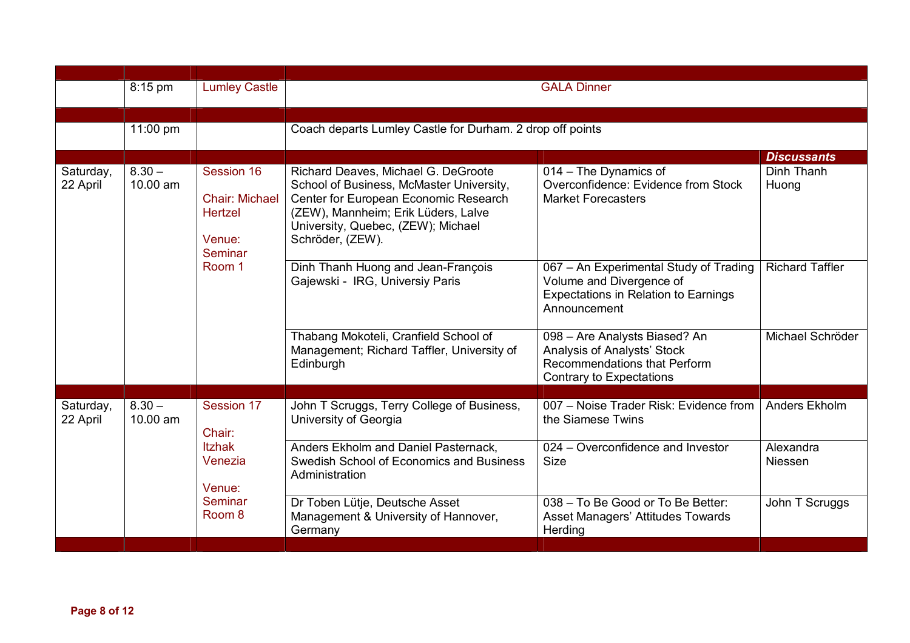| | | | | | |
|---|---|---|---|---|---|
| | 8:15 pm | Lumley Castle | GALA Dinner | | |
| | 11:00 pm | | Coach departs Lumley Castle for Durham. 2 drop off points | | |
| | | | | | ***Discussants*** |
| Saturday, 22 April | 8.30 – 10.00 am | Session 16<br><br>Chair: Michael Hertzel<br><br>Venue: Seminar Room 1 | Richard Deaves, Michael G. DeGroote School of Business, McMaster University, Center for European Economic Research (ZEW), Mannheim; Erik Lüders, Lalve University, Quebec, (ZEW); Michael Schröder, (ZEW). | 014 – The Dynamics of Overconfidence: Evidence from Stock Market Forecasters | Dinh Thanh Huong |
| | | | Dinh Thanh Huong and Jean-François Gajewski - IRG, Universiy Paris | 067 – An Experimental Study of Trading Volume and Divergence of Expectations in Relation to Earnings Announcement | Richard Taffler |
| | | | Thabang Mokoteli, Cranfield School of Management; Richard Taffler, University of Edinburgh | 098 – Are Analysts Biased? An Analysis of Analysts' Stock Recommendations that Perform Contrary to Expectations | Michael Schröder |
| Saturday, 22 April | 8.30 – 10.00 am | Session 17<br><br>Chair: Itzhak Venezia<br><br>Venue: Seminar Room 8 | John T Scruggs, Terry College of Business, University of Georgia | 007 – Noise Trader Risk: Evidence from the Siamese Twins | Anders Ekholm |
| | | | Anders Ekholm and Daniel Pasternack, Swedish School of Economics and Business Administration | 024 – Overconfidence and Investor Size | Alexandra Niessen |
| | | | Dr Toben Lütje, Deutsche Asset Management & University of Hannover, Germany | 038 – To Be Good or To Be Better: Asset Managers' Attitudes Towards Herding | John T Scruggs |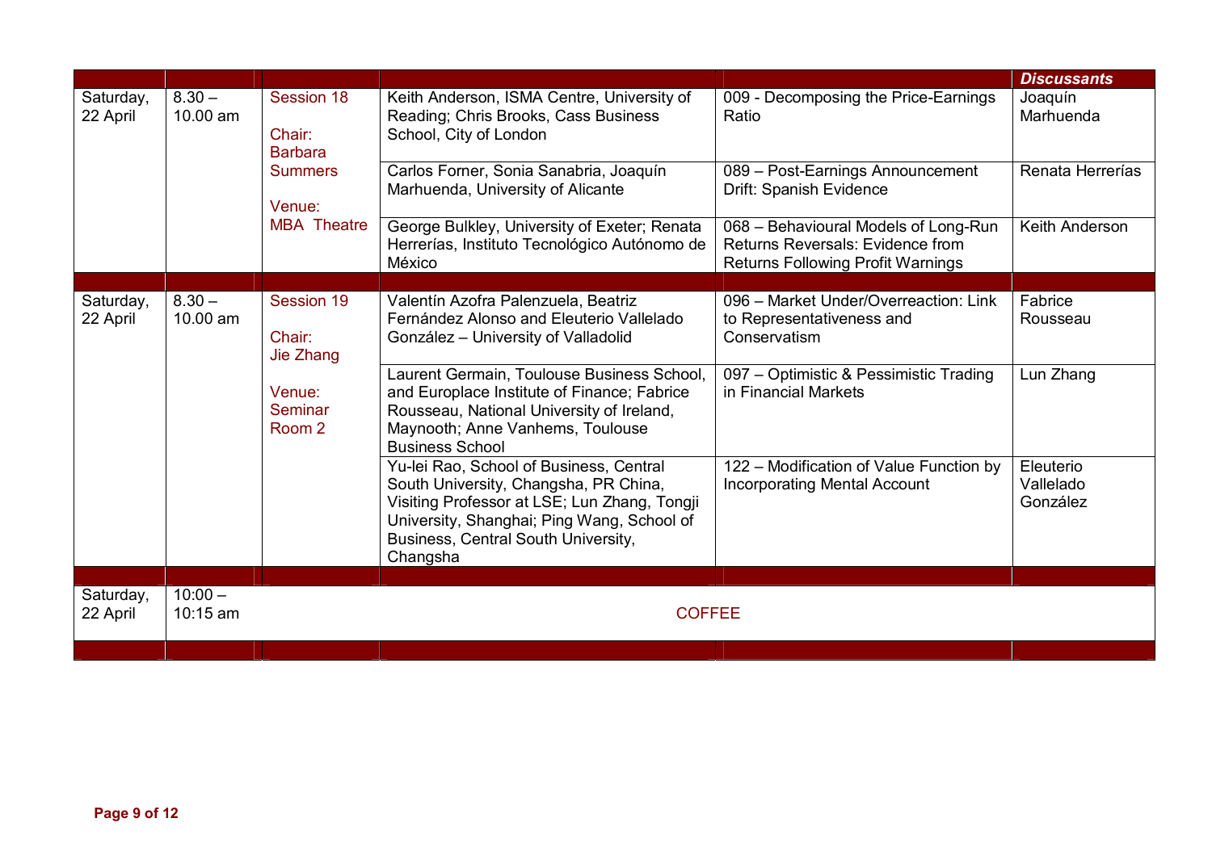| | | | | | *Discussants* |
|---|---|---|---|---|---|
| Saturday, 22 April | 8.30 – 10.00 am | Session 18<br><br>Chair: Barbara Summers<br><br>Venue: MBA Theatre | Keith Anderson, ISMA Centre, University of Reading; Chris Brooks, Cass Business School, City of London | 009 - Decomposing the Price-Earnings Ratio | Joaquín Marhuenda |
| | | | Carlos Forner, Sonia Sanabria, Joaquín Marhuenda, University of Alicante | 089 – Post-Earnings Announcement Drift: Spanish Evidence | Renata Herrerías |
| | | | George Bulkley, University of Exeter; Renata Herrerías, Instituto Tecnológico Autónomo de México | 068 – Behavioural Models of Long-Run Returns Reversals: Evidence from Returns Following Profit Warnings | Keith Anderson |
| Saturday, 22 April | 8.30 – 10.00 am | Session 19<br><br>Chair: Jie Zhang<br><br>Venue: Seminar Room 2 | Valentín Azofra Palenzuela, Beatriz Fernández Alonso and Eleuterio Vallelado González – University of Valladolid | 096 – Market Under/Overreaction: Link to Representativeness and Conservatism | Fabrice Rousseau |
| | | | Laurent Germain, Toulouse Business School, and Europlace Institute of Finance; Fabrice Rousseau, National University of Ireland, Maynooth; Anne Vanhems, Toulouse Business School | 097 – Optimistic & Pessimistic Trading in Financial Markets | Lun Zhang |
| | | | Yu-lei Rao, School of Business, Central South University, Changsha, PR China, Visiting Professor at LSE; Lun Zhang, Tongji University, Shanghai; Ping Wang, School of Business, Central South University, Changsha | 122 – Modification of Value Function by Incorporating Mental Account | Eleuterio Vallelado González |
| Saturday, 22 April | 10:00 – 10:15 am | | | COFFEE | |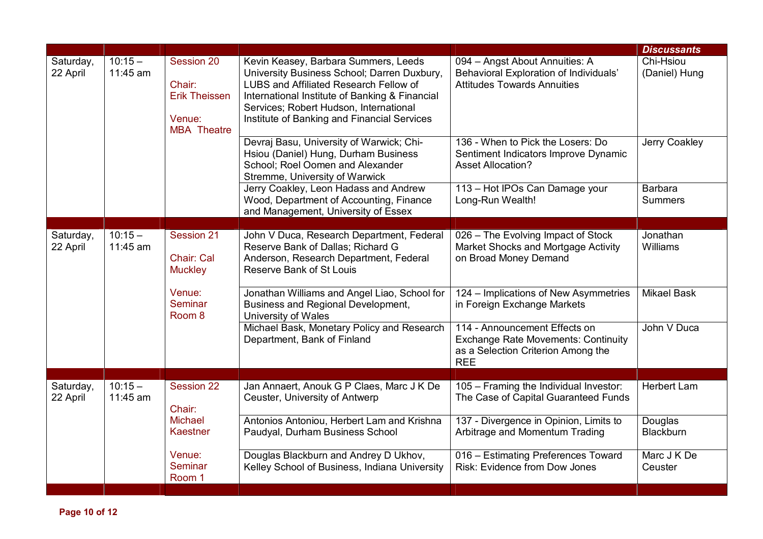| | | | | | *Discussants* |
|---|---|---|---|---|---|
| Saturday, 22 April | 10:15 – 11:45 am | Session 20<br><br>Chair: Erik Theissen<br><br>Venue: MBA Theatre | Kevin Keasey, Barbara Summers, Leeds University Business School; Darren Duxbury, LUBS and Affiliated Research Fellow of International Institute of Banking & Financial Services; Robert Hudson, International Institute of Banking and Financial Services | 094 – Angst About Annuities: A Behavioral Exploration of Individuals' Attitudes Towards Annuities | Chi-Hsiou (Daniel) Hung |
| | | | Devraj Basu, University of Warwick; Chi-Hsiou (Daniel) Hung, Durham Business School; Roel Oomen and Alexander Stremme, University of Warwick | 136 - When to Pick the Losers: Do Sentiment Indicators Improve Dynamic Asset Allocation? | Jerry Coakley |
| | | | Jerry Coakley, Leon Hadass and Andrew Wood, Department of Accounting, Finance and Management, University of Essex | 113 – Hot IPOs Can Damage your Long-Run Wealth! | Barbara Summers |
| | | | | | |
| Saturday, 22 April | 10:15 – 11:45 am | Session 21<br><br>Chair: Cal Muckley<br><br>Venue: Seminar Room 8 | John V Duca, Research Department, Federal Reserve Bank of Dallas; Richard G Anderson, Research Department, Federal Reserve Bank of St Louis | 026 – The Evolving Impact of Stock Market Shocks and Mortgage Activity on Broad Money Demand | Jonathan Williams |
| | | | Jonathan Williams and Angel Liao, School for Business and Regional Development, University of Wales | 124 – Implications of New Asymmetries in Foreign Exchange Markets | Mikael Bask |
| | | | Michael Bask, Monetary Policy and Research Department, Bank of Finland | 114 - Announcement Effects on Exchange Rate Movements: Continuity as a Selection Criterion Among the REE | John V Duca |
| | | | | | |
| Saturday, 22 April | 10:15 – 11:45 am | Session 22<br><br>Chair: Michael Kaestner<br><br>Venue: Seminar Room 1 | Jan Annaert, Anouk G P Claes, Marc J K De Ceuster, University of Antwerp | 105 – Framing the Individual Investor: The Case of Capital Guaranteed Funds | Herbert Lam |
| | | | Antonios Antoniou, Herbert Lam and Krishna Paudyal, Durham Business School | 137 - Divergence in Opinion, Limits to Arbitrage and Momentum Trading | Douglas Blackburn |
| | | | Douglas Blackburn and Andrey D Ukhov, Kelley School of Business, Indiana University | 016 – Estimating Preferences Toward Risk: Evidence from Dow Jones | Marc J K De Ceuster |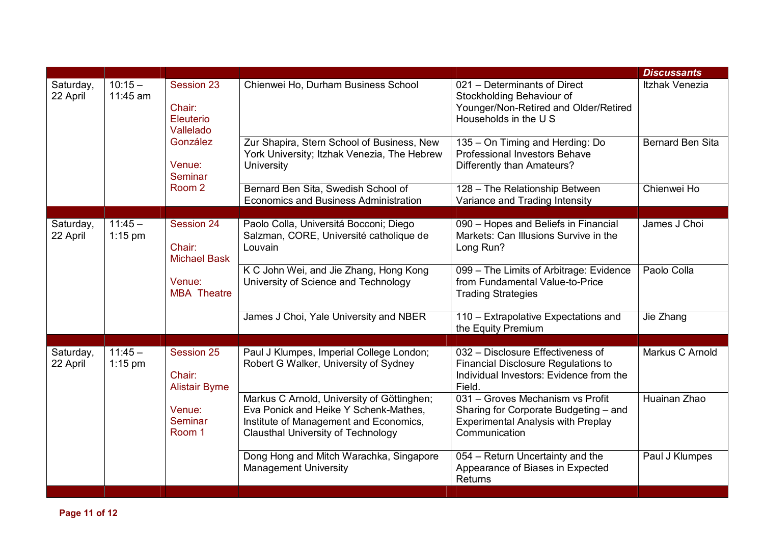| | | | | | *Discussants* |
|---|---|---|---|---|---|
| Saturday, 22 April | 10:15 – 11:45 am | Session 23<br><br>Chair: Eleuterio Vallelado González<br><br>Venue: Seminar Room 2 | Chienwei Ho, Durham Business School | 021 – Determinants of Direct Stockholding Behaviour of Younger/Non-Retired and Older/Retired Households in the U S | Itzhak Venezia |
| | | | Zur Shapira, Stern School of Business, New York University; Itzhak Venezia, The Hebrew University | 135 – On Timing and Herding: Do Professional Investors Behave Differently than Amateurs? | Bernard Ben Sita |
| | | | Bernard Ben Sita, Swedish School of Economics and Business Administration | 128 – The Relationship Between Variance and Trading Intensity | Chienwei Ho |
| | | | | | |
| Saturday, 22 April | 11:45 – 1:15 pm | Session 24<br><br>Chair: Michael Bask<br><br>Venue: MBA Theatre | Paolo Colla, Universitá Bocconi; Diego Salzman, CORE, Université catholique de Louvain | 090 – Hopes and Beliefs in Financial Markets: Can Illusions Survive in the Long Run? | James J Choi |
| | | | K C John Wei, and Jie Zhang, Hong Kong University of Science and Technology | 099 – The Limits of Arbitrage: Evidence from Fundamental Value-to-Price Trading Strategies | Paolo Colla |
| | | | James J Choi, Yale University and NBER | 110 – Extrapolative Expectations and the Equity Premium | Jie Zhang |
| | | | | | |
| Saturday, 22 April | 11:45 – 1:15 pm | Session 25<br><br>Chair: Alistair Byrne<br><br>Venue: Seminar Room 1 | Paul J Klumpes, Imperial College London; Robert G Walker, University of Sydney | 032 – Disclosure Effectiveness of Financial Disclosure Regulations to Individual Investors: Evidence from the Field. | Markus C Arnold |
| | | | Markus C Arnold, University of Göttinghen; Eva Ponick and Heike Y Schenk-Mathes, Institute of Management and Economics, Clausthal University of Technology | 031 – Groves Mechanism vs Profit Sharing for Corporate Budgeting – and Experimental Analysis with Preplay Communication | Huainan Zhao |
| | | | Dong Hong and Mitch Warachka, Singapore Management University | 054 – Return Uncertainty and the Appearance of Biases in Expected Returns | Paul J Klumpes |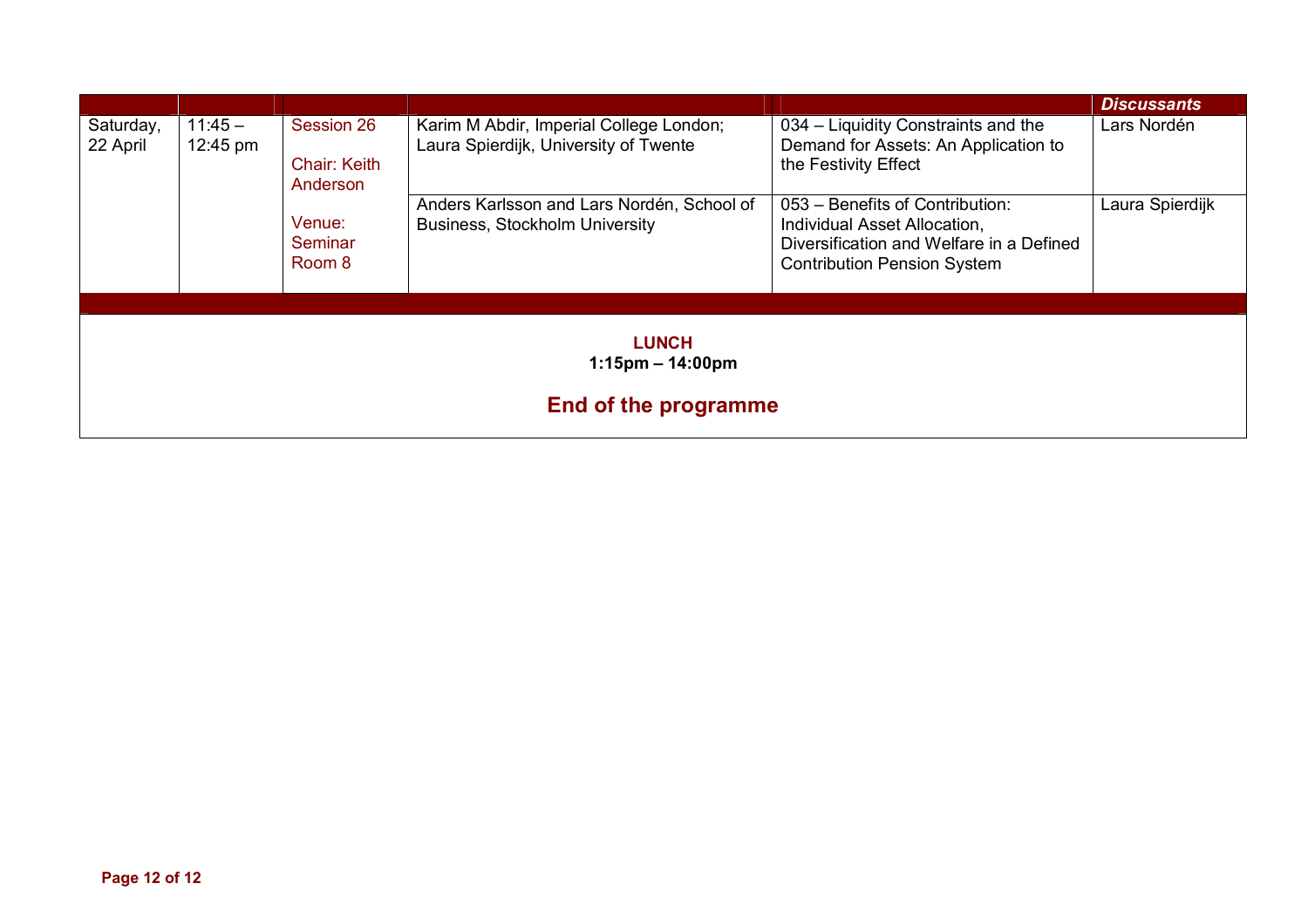| | | | | | *Discussants* |
|---|---|---|---|---|---|
| Saturday, 22 April | 11:45 – 12:45 pm | Session 26<br><br>Chair: Keith Anderson<br><br>Venue: Seminar Room 8 | Karim M Abdir, Imperial College London; Laura Spierdijk, University of Twente | 034 – Liquidity Constraints and the Demand for Assets: An Application to the Festivity Effect | Lars Nordén |
| | | | Anders Karlsson and Lars Nordén, School of Business, Stockholm University | 053 – Benefits of Contribution: Individual Asset Allocation, Diversification and Welfare in a Defined Contribution Pension System | Laura Spierdijk |

**LUNCH**
**1:15pm – 14:00pm**

## End of the programme